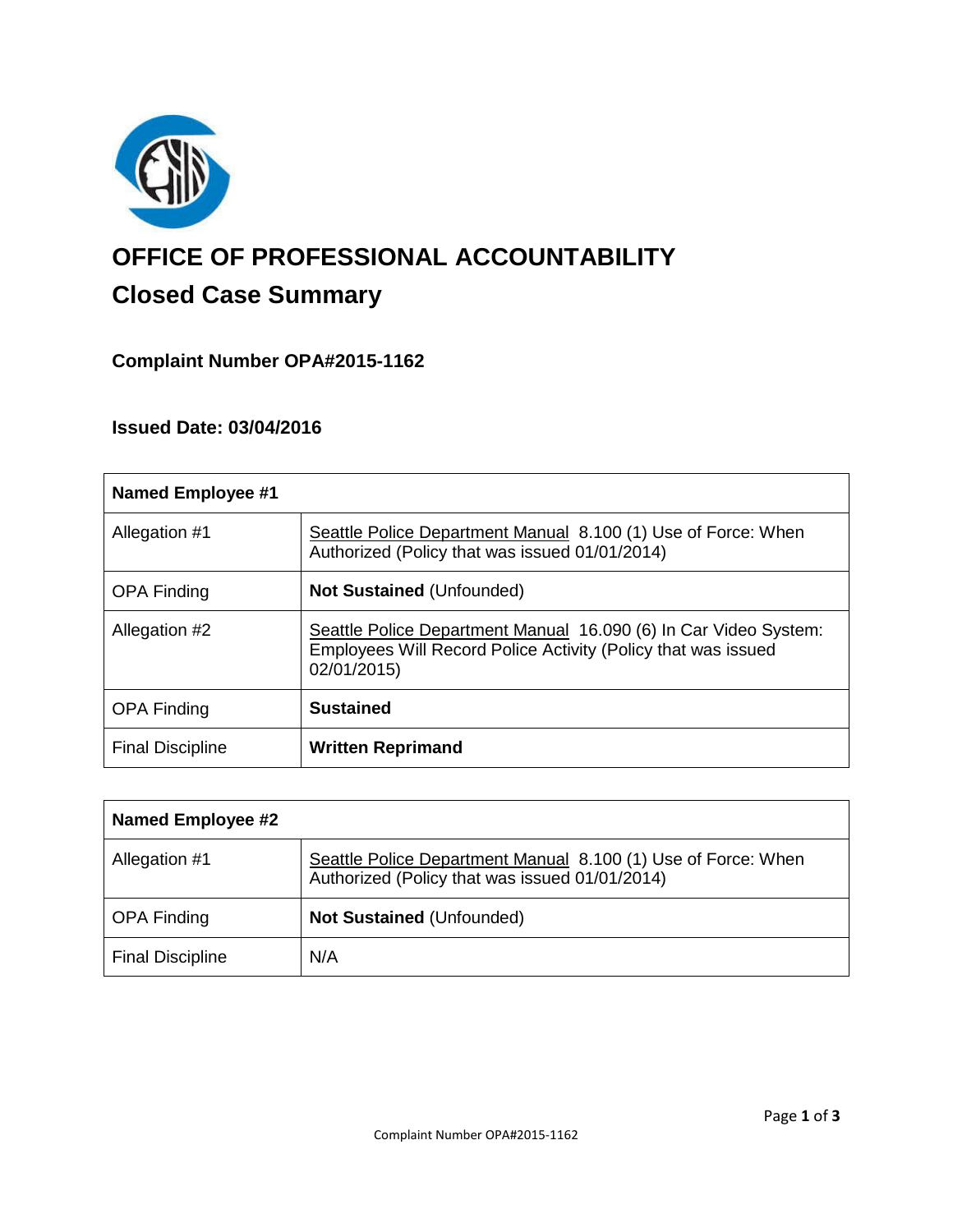# OFFICE OF PROFESSIONAL ACCOUNTABILITY

## Closed Case Summary

### Complaint Number OPA#2015-1162

### Issued Date: 03/04/2016

| Named Employee #1 | |
|---|---|
| Allegation #1 | Seattle Police Department Manual 8.100 (1) Use of Force: When Authorized (Policy that was issued 01/01/2014) |
| OPA Finding | **Not Sustained** (Unfounded) |
| Allegation #2 | Seattle Police Department Manual 16.090 (6) In Car Video System: Employees Will Record Police Activity (Policy that was issued 02/01/2015) |
| OPA Finding | **Sustained** |
| Final Discipline | **Written Reprimand** |

| Named Employee #2 | |
|---|---|
| Allegation #1 | Seattle Police Department Manual 8.100 (1) Use of Force: When Authorized (Policy that was issued 01/01/2014) |
| OPA Finding | **Not Sustained** (Unfounded) |
| Final Discipline | N/A |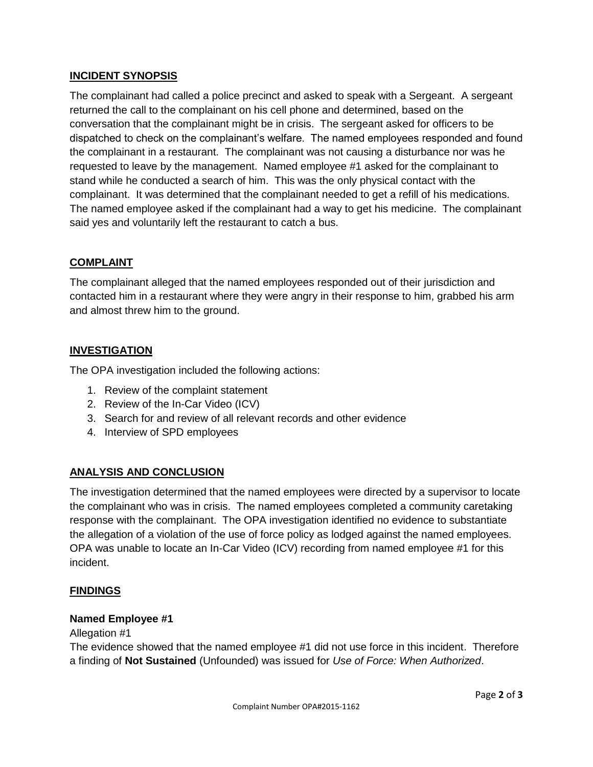## INCIDENT SYNOPSIS

The complainant had called a police precinct and asked to speak with a Sergeant. A sergeant returned the call to the complainant on his cell phone and determined, based on the conversation that the complainant might be in crisis. The sergeant asked for officers to be dispatched to check on the complainant's welfare. The named employees responded and found the complainant in a restaurant. The complainant was not causing a disturbance nor was he requested to leave by the management. Named employee #1 asked for the complainant to stand while he conducted a search of him. This was the only physical contact with the complainant. It was determined that the complainant needed to get a refill of his medications. The named employee asked if the complainant had a way to get his medicine. The complainant said yes and voluntarily left the restaurant to catch a bus.

## COMPLAINT

The complainant alleged that the named employees responded out of their jurisdiction and contacted him in a restaurant where they were angry in their response to him, grabbed his arm and almost threw him to the ground.

## INVESTIGATION

The OPA investigation included the following actions:

1. Review of the complaint statement
2. Review of the In-Car Video (ICV)
3. Search for and review of all relevant records and other evidence
4. Interview of SPD employees

## ANALYSIS AND CONCLUSION

The investigation determined that the named employees were directed by a supervisor to locate the complainant who was in crisis. The named employees completed a community caretaking response with the complainant. The OPA investigation identified no evidence to substantiate the allegation of a violation of the use of force policy as lodged against the named employees. OPA was unable to locate an In-Car Video (ICV) recording from named employee #1 for this incident.

## FINDINGS

### Named Employee #1

Allegation #1

The evidence showed that the named employee #1 did not use force in this incident. Therefore a finding of **Not Sustained** (Unfounded) was issued for *Use of Force: When Authorized*.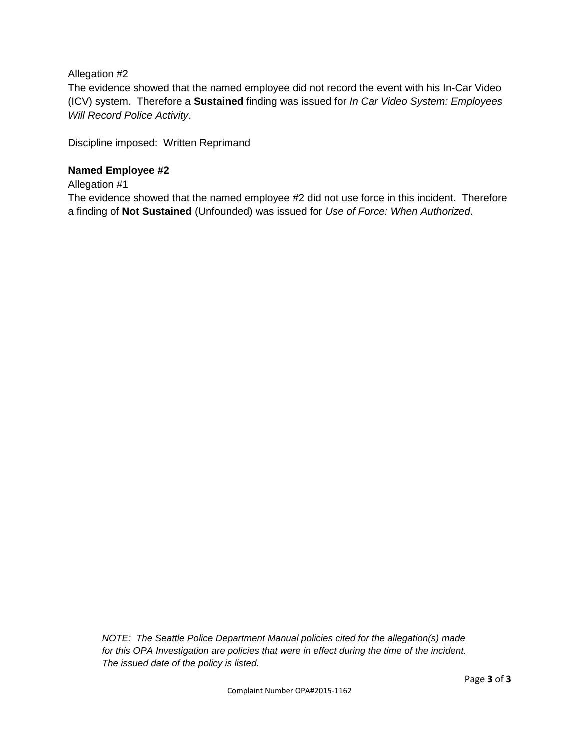Allegation #2

The evidence showed that the named employee did not record the event with his In-Car Video (ICV) system. Therefore a **Sustained** finding was issued for *In Car Video System: Employees Will Record Police Activity*.

Discipline imposed: Written Reprimand

**Named Employee #2**

Allegation #1

The evidence showed that the named employee #2 did not use force in this incident. Therefore a finding of **Not Sustained** (Unfounded) was issued for *Use of Force: When Authorized*.

*NOTE: The Seattle Police Department Manual policies cited for the allegation(s) made for this OPA Investigation are policies that were in effect during the time of the incident. The issued date of the policy is listed.*

Complaint Number OPA#2015-1162